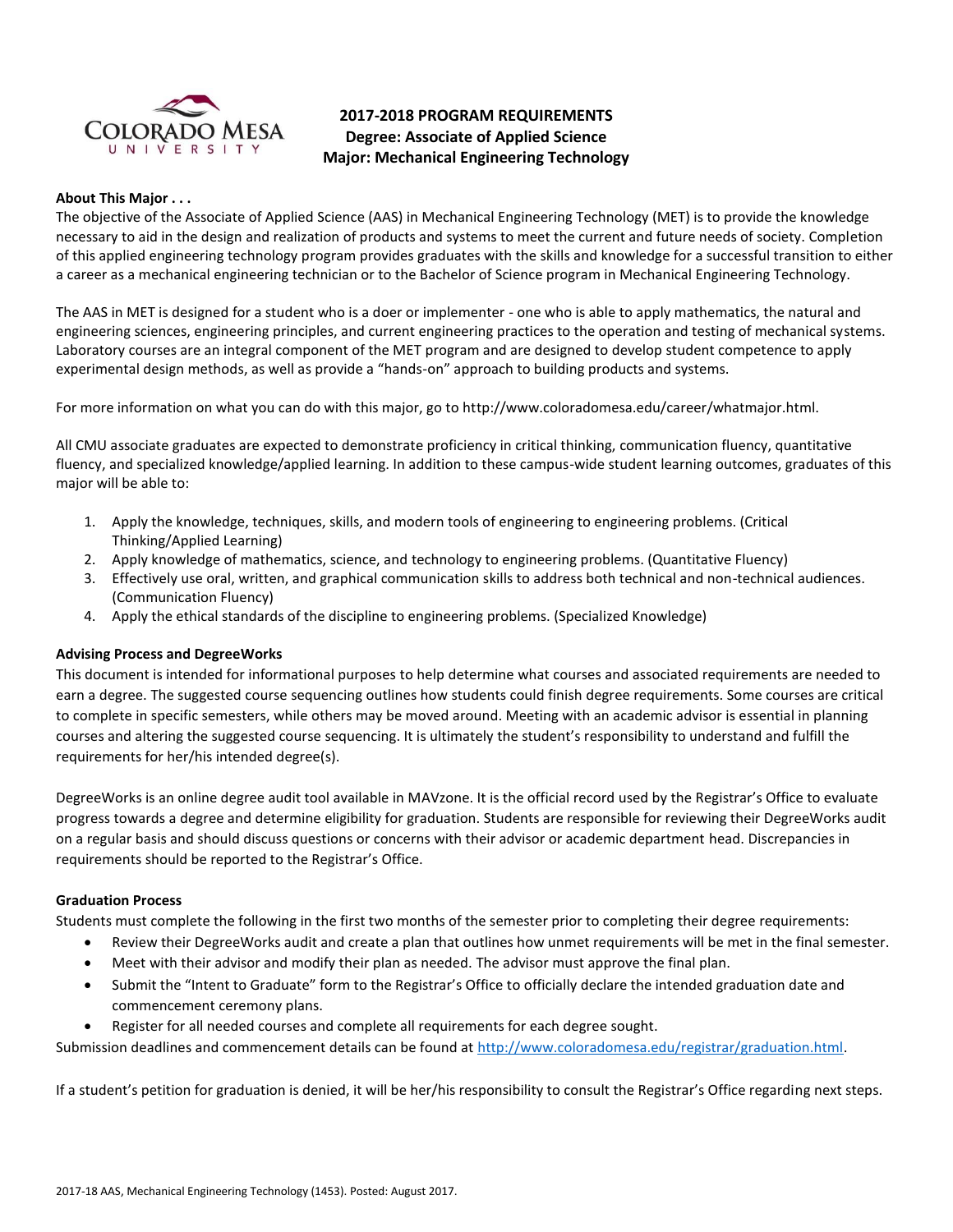# 2017-2018 PROGRAM REQUIREMENTS
## Degree: Associate of Applied Science
## Major: Mechanical Engineering Technology

**About This Major . . .**

The objective of the Associate of Applied Science (AAS) in Mechanical Engineering Technology (MET) is to provide the knowledge necessary to aid in the design and realization of products and systems to meet the current and future needs of society. Completion of this applied engineering technology program provides graduates with the skills and knowledge for a successful transition to either a career as a mechanical engineering technician or to the Bachelor of Science program in Mechanical Engineering Technology.

The AAS in MET is designed for a student who is a doer or implementer - one who is able to apply mathematics, the natural and engineering sciences, engineering principles, and current engineering practices to the operation and testing of mechanical systems. Laboratory courses are an integral component of the MET program and are designed to develop student competence to apply experimental design methods, as well as provide a "hands-on" approach to building products and systems.

For more information on what you can do with this major, go to http://www.coloradomesa.edu/career/whatmajor.html.

All CMU associate graduates are expected to demonstrate proficiency in critical thinking, communication fluency, quantitative fluency, and specialized knowledge/applied learning. In addition to these campus-wide student learning outcomes, graduates of this major will be able to:

1. Apply the knowledge, techniques, skills, and modern tools of engineering to engineering problems. (Critical Thinking/Applied Learning)
2. Apply knowledge of mathematics, science, and technology to engineering problems. (Quantitative Fluency)
3. Effectively use oral, written, and graphical communication skills to address both technical and non-technical audiences. (Communication Fluency)
4. Apply the ethical standards of the discipline to engineering problems. (Specialized Knowledge)

**Advising Process and DegreeWorks**

This document is intended for informational purposes to help determine what courses and associated requirements are needed to earn a degree. The suggested course sequencing outlines how students could finish degree requirements. Some courses are critical to complete in specific semesters, while others may be moved around. Meeting with an academic advisor is essential in planning courses and altering the suggested course sequencing. It is ultimately the student's responsibility to understand and fulfill the requirements for her/his intended degree(s).

DegreeWorks is an online degree audit tool available in MAVzone. It is the official record used by the Registrar's Office to evaluate progress towards a degree and determine eligibility for graduation. Students are responsible for reviewing their DegreeWorks audit on a regular basis and should discuss questions or concerns with their advisor or academic department head. Discrepancies in requirements should be reported to the Registrar's Office.

**Graduation Process**

Students must complete the following in the first two months of the semester prior to completing their degree requirements:

- Review their DegreeWorks audit and create a plan that outlines how unmet requirements will be met in the final semester.
- Meet with their advisor and modify their plan as needed. The advisor must approve the final plan.
- Submit the "Intent to Graduate" form to the Registrar's Office to officially declare the intended graduation date and commencement ceremony plans.
- Register for all needed courses and complete all requirements for each degree sought.

Submission deadlines and commencement details can be found at http://www.coloradomesa.edu/registrar/graduation.html.

If a student's petition for graduation is denied, it will be her/his responsibility to consult the Registrar's Office regarding next steps.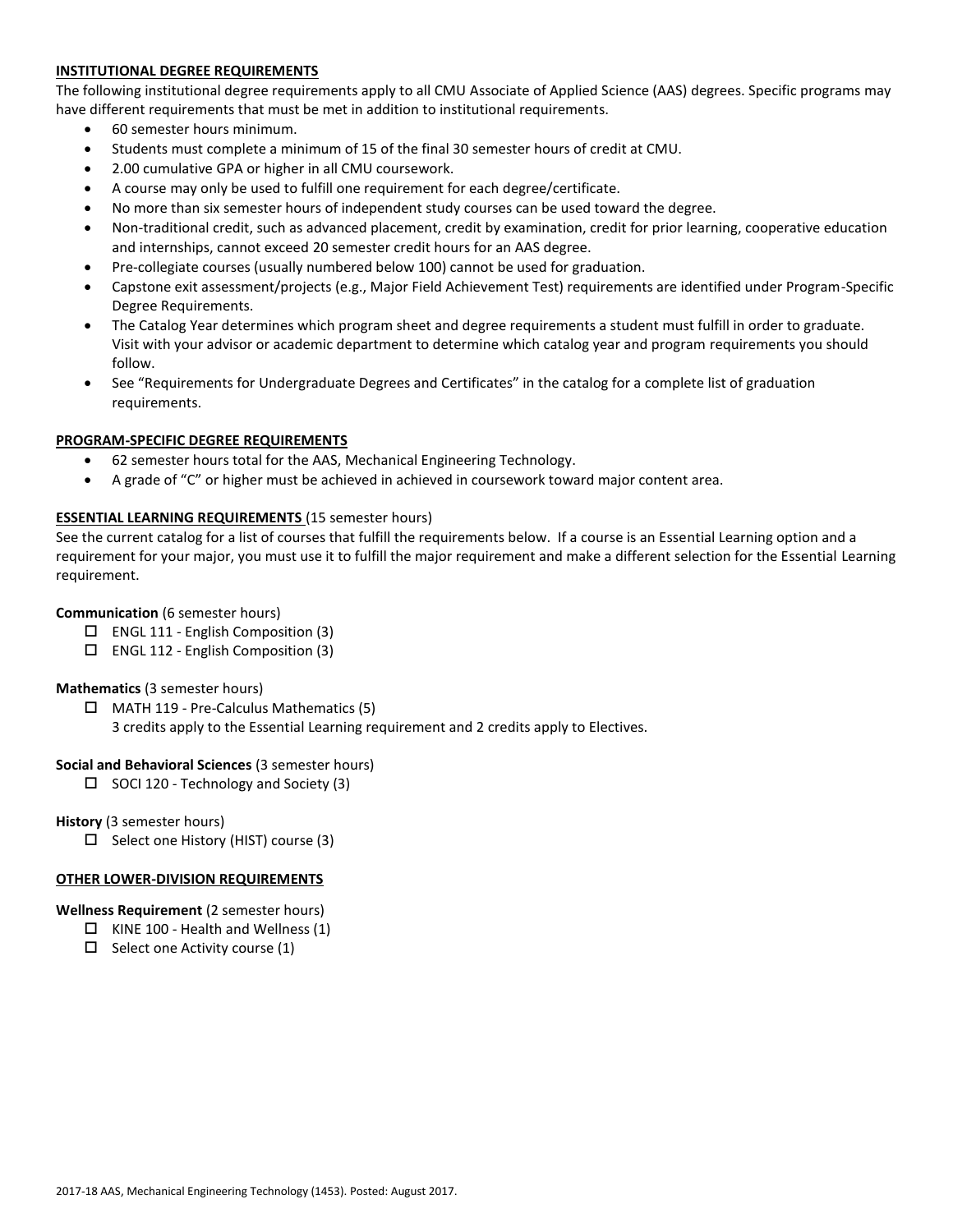**INSTITUTIONAL DEGREE REQUIREMENTS**

The following institutional degree requirements apply to all CMU Associate of Applied Science (AAS) degrees. Specific programs may have different requirements that must be met in addition to institutional requirements.

- 60 semester hours minimum.
- Students must complete a minimum of 15 of the final 30 semester hours of credit at CMU.
- 2.00 cumulative GPA or higher in all CMU coursework.
- A course may only be used to fulfill one requirement for each degree/certificate.
- No more than six semester hours of independent study courses can be used toward the degree.
- Non-traditional credit, such as advanced placement, credit by examination, credit for prior learning, cooperative education and internships, cannot exceed 20 semester credit hours for an AAS degree.
- Pre-collegiate courses (usually numbered below 100) cannot be used for graduation.
- Capstone exit assessment/projects (e.g., Major Field Achievement Test) requirements are identified under Program-Specific Degree Requirements.
- The Catalog Year determines which program sheet and degree requirements a student must fulfill in order to graduate. Visit with your advisor or academic department to determine which catalog year and program requirements you should follow.
- See "Requirements for Undergraduate Degrees and Certificates" in the catalog for a complete list of graduation requirements.

**PROGRAM-SPECIFIC DEGREE REQUIREMENTS**

- 62 semester hours total for the AAS, Mechanical Engineering Technology.
- A grade of "C" or higher must be achieved in achieved in coursework toward major content area.

**ESSENTIAL LEARNING REQUIREMENTS** (15 semester hours)

See the current catalog for a list of courses that fulfill the requirements below. If a course is an Essential Learning option and a requirement for your major, you must use it to fulfill the major requirement and make a different selection for the Essential Learning requirement.

**Communication** (6 semester hours)

- ☐ ENGL 111 - English Composition (3)
- ☐ ENGL 112 - English Composition (3)

**Mathematics** (3 semester hours)

- ☐ MATH 119 - Pre-Calculus Mathematics (5)
  3 credits apply to the Essential Learning requirement and 2 credits apply to Electives.

**Social and Behavioral Sciences** (3 semester hours)

- ☐ SOCI 120 - Technology and Society (3)

**History** (3 semester hours)

- ☐ Select one History (HIST) course (3)

**OTHER LOWER-DIVISION REQUIREMENTS**

**Wellness Requirement** (2 semester hours)

- ☐ KINE 100 - Health and Wellness (1)
- ☐ Select one Activity course (1)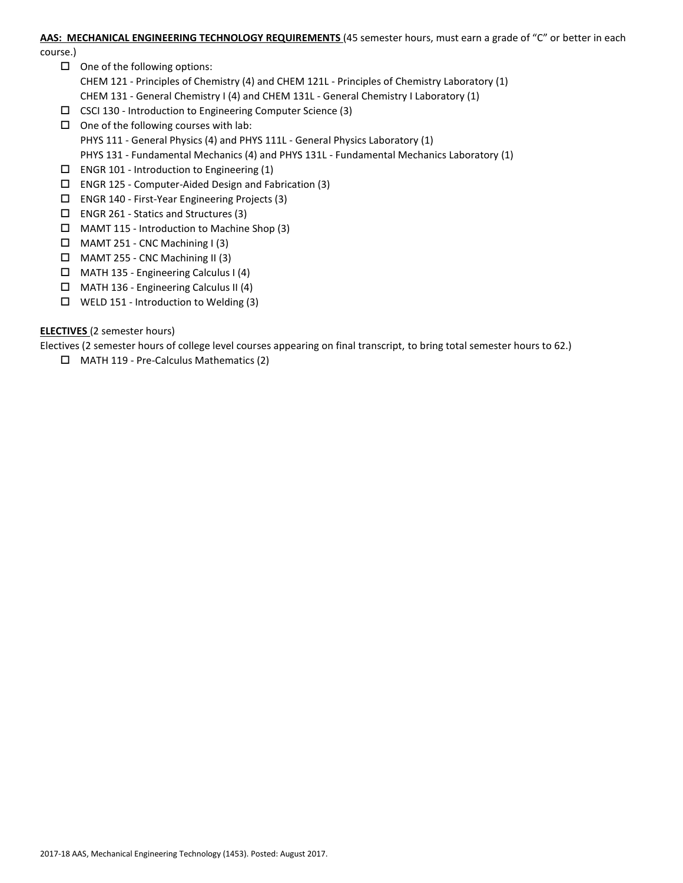**AAS: MECHANICAL ENGINEERING TECHNOLOGY REQUIREMENTS** (45 semester hours, must earn a grade of "C" or better in each course.)

- ☐ One of the following options:
  CHEM 121 - Principles of Chemistry (4) and CHEM 121L - Principles of Chemistry Laboratory (1)
  CHEM 131 - General Chemistry I (4) and CHEM 131L - General Chemistry I Laboratory (1)
- ☐ CSCI 130 - Introduction to Engineering Computer Science (3)
- ☐ One of the following courses with lab:
  PHYS 111 - General Physics (4) and PHYS 111L - General Physics Laboratory (1)
  PHYS 131 - Fundamental Mechanics (4) and PHYS 131L - Fundamental Mechanics Laboratory (1)
- ☐ ENGR 101 - Introduction to Engineering (1)
- ☐ ENGR 125 - Computer-Aided Design and Fabrication (3)
- ☐ ENGR 140 - First-Year Engineering Projects (3)
- ☐ ENGR 261 - Statics and Structures (3)
- ☐ MAMT 115 - Introduction to Machine Shop (3)
- ☐ MAMT 251 - CNC Machining I (3)
- ☐ MAMT 255 - CNC Machining II (3)
- ☐ MATH 135 - Engineering Calculus I (4)
- ☐ MATH 136 - Engineering Calculus II (4)
- ☐ WELD 151 - Introduction to Welding (3)

**ELECTIVES** (2 semester hours)

Electives (2 semester hours of college level courses appearing on final transcript, to bring total semester hours to 62.)

- ☐ MATH 119 - Pre-Calculus Mathematics (2)

2017-18 AAS, Mechanical Engineering Technology (1453). Posted: August 2017.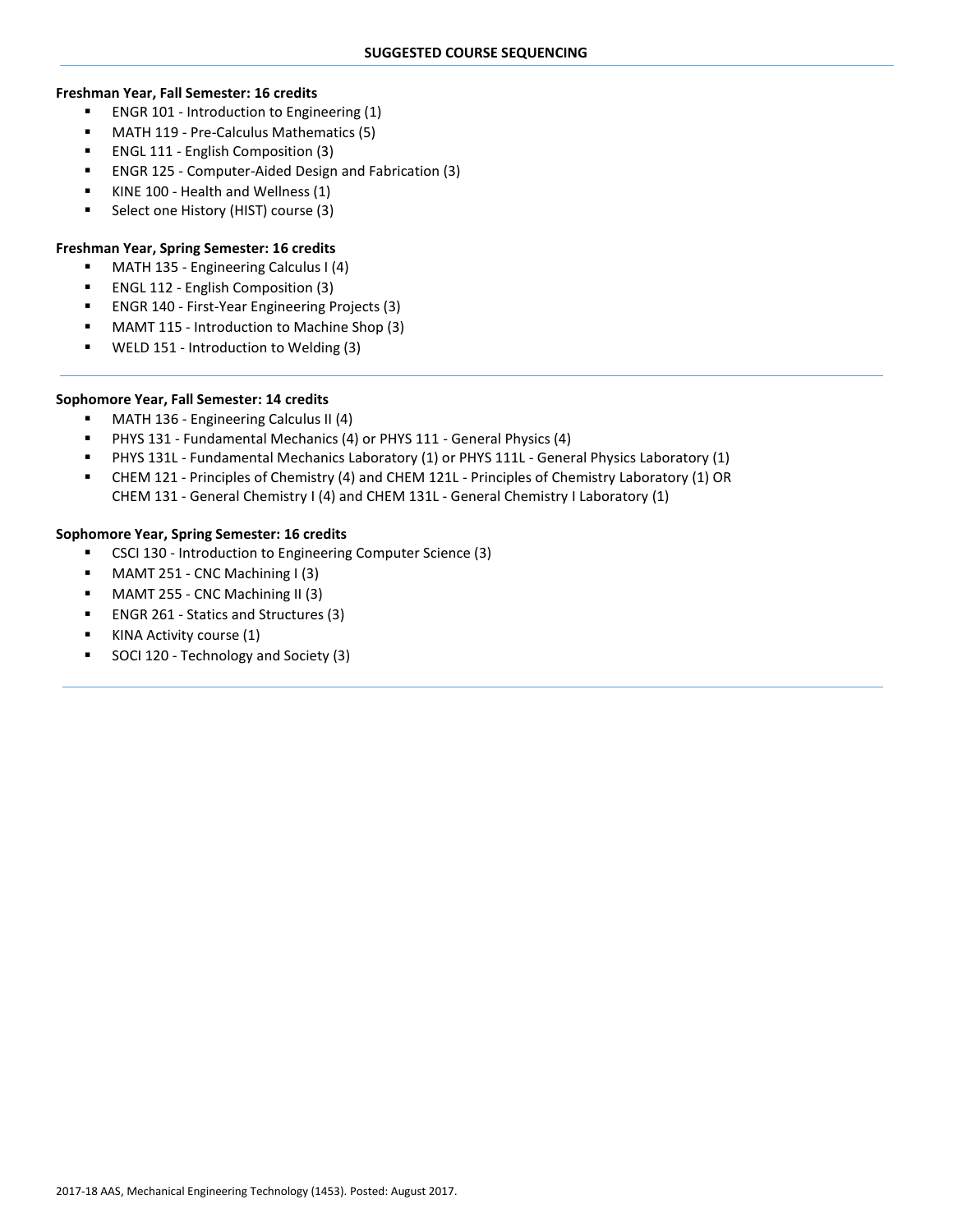## SUGGESTED COURSE SEQUENCING

**Freshman Year, Fall Semester: 16 credits**

- ENGR 101 - Introduction to Engineering (1)
- MATH 119 - Pre-Calculus Mathematics (5)
- ENGL 111 - English Composition (3)
- ENGR 125 - Computer-Aided Design and Fabrication (3)
- KINE 100 - Health and Wellness (1)
- Select one History (HIST) course (3)

**Freshman Year, Spring Semester: 16 credits**

- MATH 135 - Engineering Calculus I (4)
- ENGL 112 - English Composition (3)
- ENGR 140 - First-Year Engineering Projects (3)
- MAMT 115 - Introduction to Machine Shop (3)
- WELD 151 - Introduction to Welding (3)

**Sophomore Year, Fall Semester: 14 credits**

- MATH 136 - Engineering Calculus II (4)
- PHYS 131 - Fundamental Mechanics (4) or PHYS 111 - General Physics (4)
- PHYS 131L - Fundamental Mechanics Laboratory (1) or PHYS 111L - General Physics Laboratory (1)
- CHEM 121 - Principles of Chemistry (4) and CHEM 121L - Principles of Chemistry Laboratory (1) OR CHEM 131 - General Chemistry I (4) and CHEM 131L - General Chemistry I Laboratory (1)

**Sophomore Year, Spring Semester: 16 credits**

- CSCI 130 - Introduction to Engineering Computer Science (3)
- MAMT 251 - CNC Machining I (3)
- MAMT 255 - CNC Machining II (3)
- ENGR 261 - Statics and Structures (3)
- KINA Activity course (1)
- SOCI 120 - Technology and Society (3)